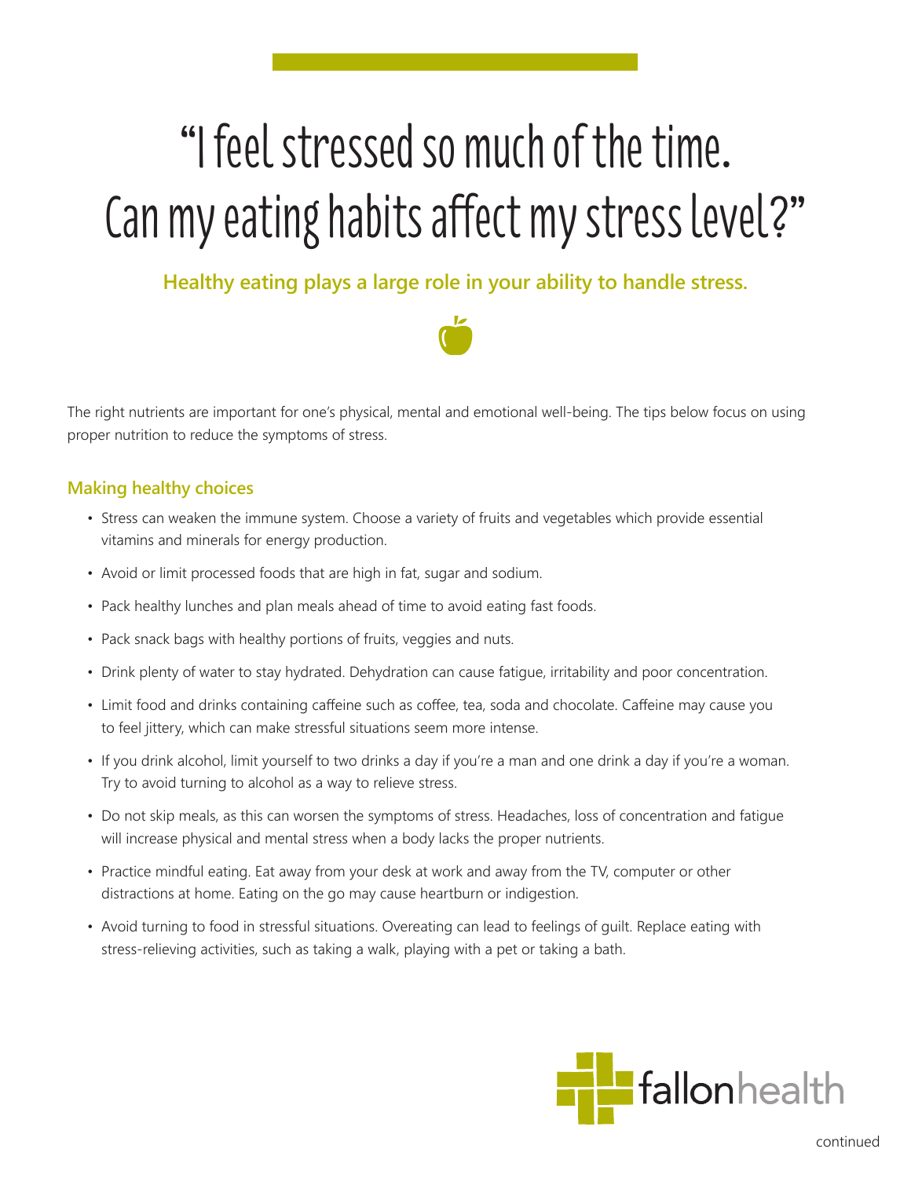# "I feel stressed so much of the time. Can my eating habits affect my stress level?"

**Healthy eating plays a large role in your ability to handle stress.**

The right nutrients are important for one's physical, mental and emotional well-being. The tips below focus on using proper nutrition to reduce the symptoms of stress.

## Making healthy choices

- Stress can weaken the immune system. Choose a variety of fruits and vegetables which provide essential vitamins and minerals for energy production.
- Avoid or limit processed foods that are high in fat, sugar and sodium.
- Pack healthy lunches and plan meals ahead of time to avoid eating fast foods.
- Pack snack bags with healthy portions of fruits, veggies and nuts.
- Drink plenty of water to stay hydrated. Dehydration can cause fatigue, irritability and poor concentration.
- Limit food and drinks containing caffeine such as coffee, tea, soda and chocolate. Caffeine may cause you to feel jittery, which can make stressful situations seem more intense.
- If you drink alcohol, limit yourself to two drinks a day if you're a man and one drink a day if you're a woman. Try to avoid turning to alcohol as a way to relieve stress.
- Do not skip meals, as this can worsen the symptoms of stress. Headaches, loss of concentration and fatigue will increase physical and mental stress when a body lacks the proper nutrients.
- Practice mindful eating. Eat away from your desk at work and away from the TV, computer or other distractions at home. Eating on the go may cause heartburn or indigestion.
- Avoid turning to food in stressful situations. Overeating can lead to feelings of guilt. Replace eating with stress-relieving activities, such as taking a walk, playing with a pet or taking a bath.

fallonhealth

continued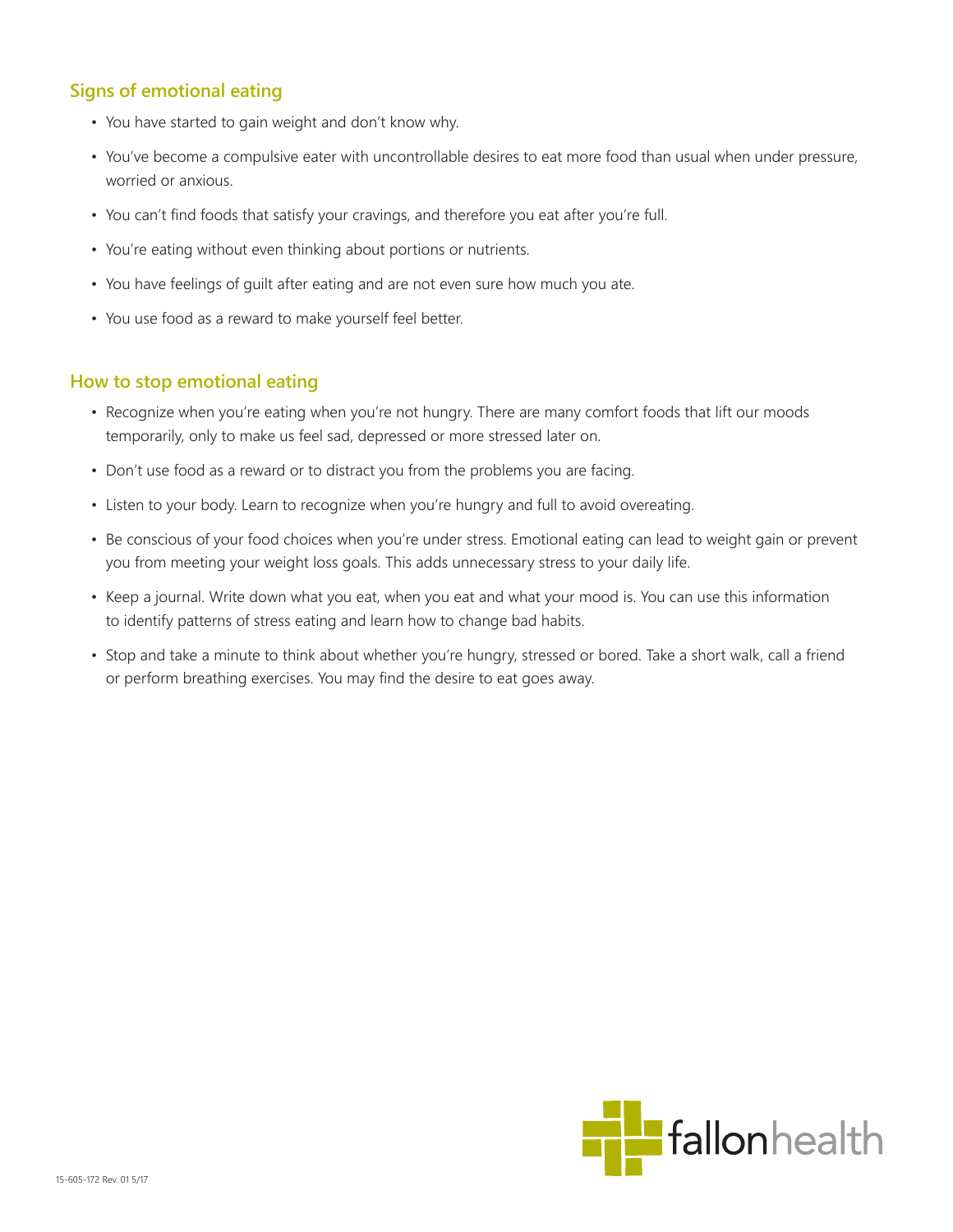## Signs of emotional eating

- You have started to gain weight and don't know why.
- You've become a compulsive eater with uncontrollable desires to eat more food than usual when under pressure, worried or anxious.
- You can't find foods that satisfy your cravings, and therefore you eat after you're full.
- You're eating without even thinking about portions or nutrients.
- You have feelings of guilt after eating and are not even sure how much you ate.
- You use food as a reward to make yourself feel better.

## How to stop emotional eating

- Recognize when you're eating when you're not hungry. There are many comfort foods that lift our moods temporarily, only to make us feel sad, depressed or more stressed later on.
- Don't use food as a reward or to distract you from the problems you are facing.
- Listen to your body. Learn to recognize when you're hungry and full to avoid overeating.
- Be conscious of your food choices when you're under stress. Emotional eating can lead to weight gain or prevent you from meeting your weight loss goals. This adds unnecessary stress to your daily life.
- Keep a journal. Write down what you eat, when you eat and what your mood is. You can use this information to identify patterns of stress eating and learn how to change bad habits.
- Stop and take a minute to think about whether you're hungry, stressed or bored. Take a short walk, call a friend or perform breathing exercises. You may find the desire to eat goes away.

fallonhealth

15-605-172 Rev. 01 5/17